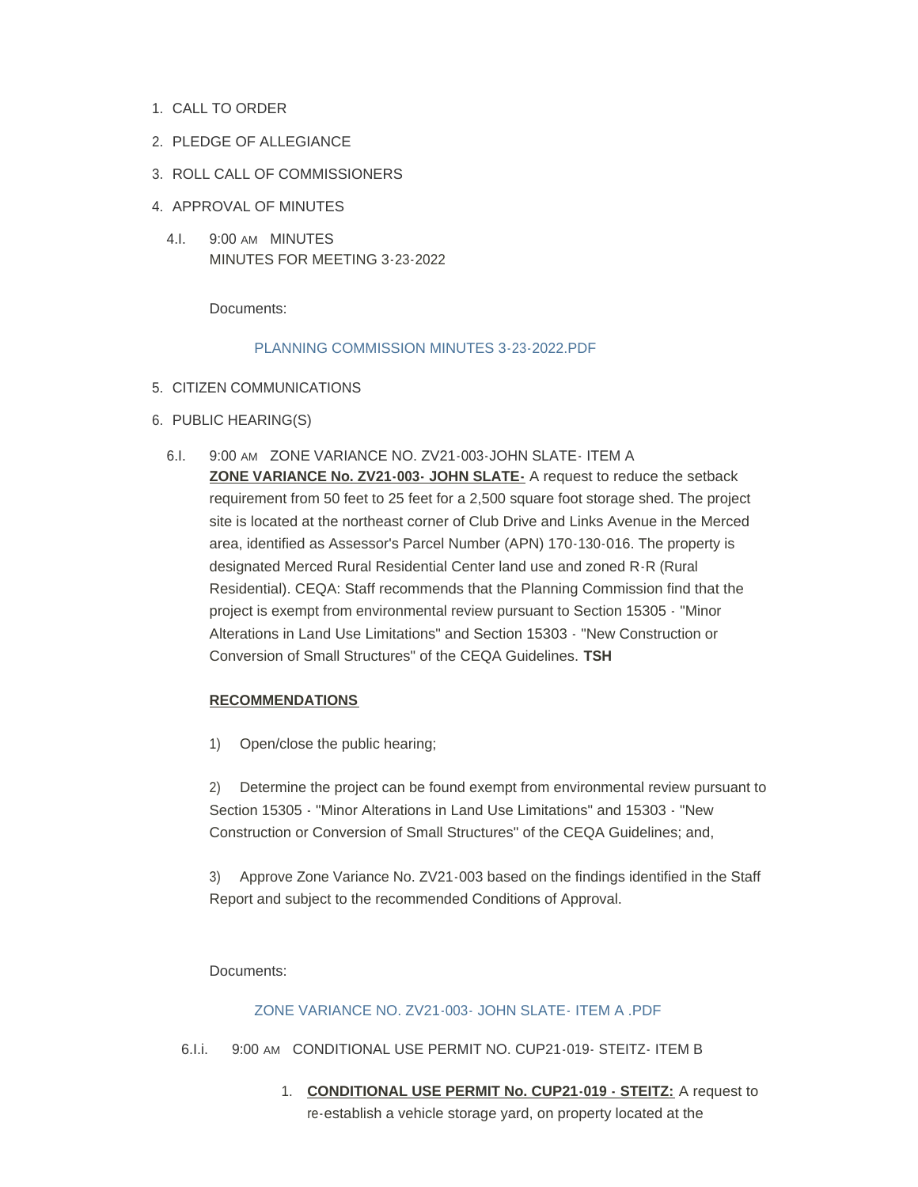1. CALL TO ORDER
2. PLEDGE OF ALLEGIANCE
3. ROLL CALL OF COMMISSIONERS
4. APPROVAL OF MINUTES

   4.I. 9:00 AM MINUTES
   MINUTES FOR MEETING 3-23-2022

   Documents:

   PLANNING COMMISSION MINUTES 3-23-2022.PDF

5. CITIZEN COMMUNICATIONS
6. PUBLIC HEARING(S)

   6.I. 9:00 AM ZONE VARIANCE NO. ZV21-003-JOHN SLATE- ITEM A
   **ZONE VARIANCE No. ZV21-003- JOHN SLATE-** A request to reduce the setback requirement from 50 feet to 25 feet for a 2,500 square foot storage shed. The project site is located at the northeast corner of Club Drive and Links Avenue in the Merced area, identified as Assessor's Parcel Number (APN) 170-130-016. The property is designated Merced Rural Residential Center land use and zoned R-R (Rural Residential). CEQA: Staff recommends that the Planning Commission find that the project is exempt from environmental review pursuant to Section 15305 - "Minor Alterations in Land Use Limitations" and Section 15303 - "New Construction or Conversion of Small Structures" of the CEQA Guidelines. **TSH**

   **RECOMMENDATIONS**

   1) Open/close the public hearing;

   2) Determine the project can be found exempt from environmental review pursuant to Section 15305 - "Minor Alterations in Land Use Limitations" and 15303 - "New Construction or Conversion of Small Structures" of the CEQA Guidelines; and,

   3) Approve Zone Variance No. ZV21-003 based on the findings identified in the Staff Report and subject to the recommended Conditions of Approval.

   Documents:

   ZONE VARIANCE NO. ZV21-003- JOHN SLATE- ITEM A .PDF

   6.I.i. 9:00 AM CONDITIONAL USE PERMIT NO. CUP21-019- STEITZ- ITEM B

   1. **CONDITIONAL USE PERMIT No. CUP21-019 - STEITZ:** A request to re-establish a vehicle storage yard, on property located at the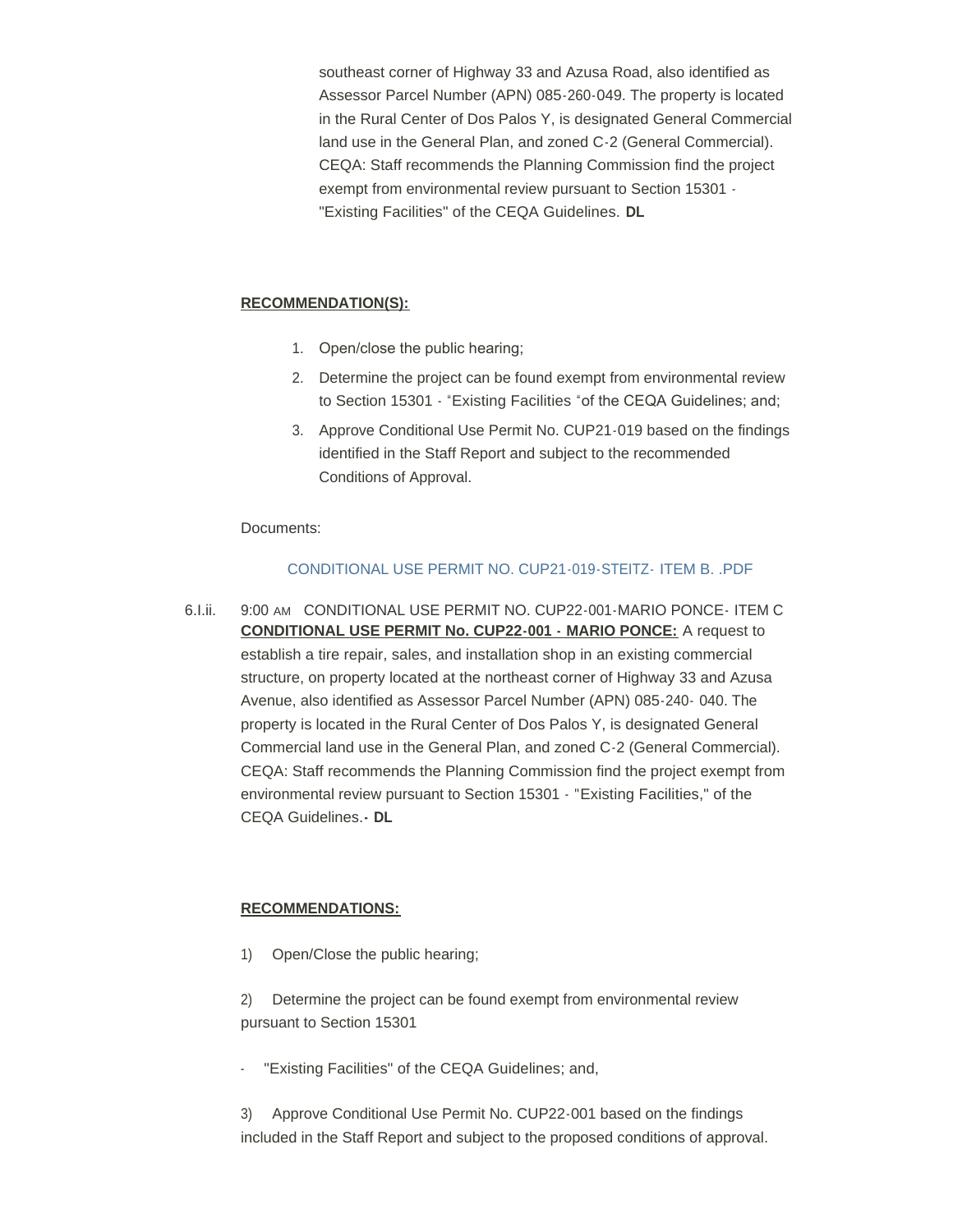southeast corner of Highway 33 and Azusa Road, also identified as Assessor Parcel Number (APN) 085-260-049. The property is located in the Rural Center of Dos Palos Y, is designated General Commercial land use in the General Plan, and zoned C-2 (General Commercial). CEQA: Staff recommends the Planning Commission find the project exempt from environmental review pursuant to Section 15301 - "Existing Facilities" of the CEQA Guidelines. **DL**

**RECOMMENDATION(S):**

1. Open/close the public hearing;
2. Determine the project can be found exempt from environmental review to Section 15301 - "Existing Facilities "of the CEQA Guidelines; and;
3. Approve Conditional Use Permit No. CUP21-019 based on the findings identified in the Staff Report and subject to the recommended Conditions of Approval.

Documents:

CONDITIONAL USE PERMIT NO. CUP21-019-STEITZ- ITEM B. .PDF

6.I.ii. 9:00 AM CONDITIONAL USE PERMIT NO. CUP22-001-MARIO PONCE- ITEM C

**CONDITIONAL USE PERMIT No. CUP22-001 - MARIO PONCE:** A request to establish a tire repair, sales, and installation shop in an existing commercial structure, on property located at the northeast corner of Highway 33 and Azusa Avenue, also identified as Assessor Parcel Number (APN) 085-240- 040. The property is located in the Rural Center of Dos Palos Y, is designated General Commercial land use in the General Plan, and zoned C-2 (General Commercial). CEQA: Staff recommends the Planning Commission find the project exempt from environmental review pursuant to Section 15301 - "Existing Facilities," of the CEQA Guidelines.**- DL**

**RECOMMENDATIONS:**

1) Open/Close the public hearing;

2) Determine the project can be found exempt from environmental review pursuant to Section 15301

- "Existing Facilities" of the CEQA Guidelines; and,

3) Approve Conditional Use Permit No. CUP22-001 based on the findings included in the Staff Report and subject to the proposed conditions of approval.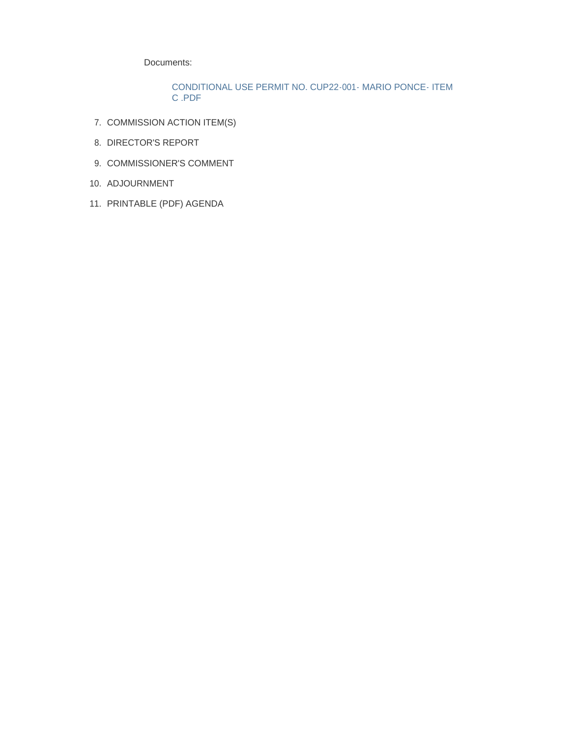Documents:

CONDITIONAL USE PERMIT NO. CUP22-001- MARIO PONCE- ITEM C .PDF

7. COMMISSION ACTION ITEM(S)
8. DIRECTOR'S REPORT
9. COMMISSIONER'S COMMENT
10. ADJOURNMENT
11. PRINTABLE (PDF) AGENDA